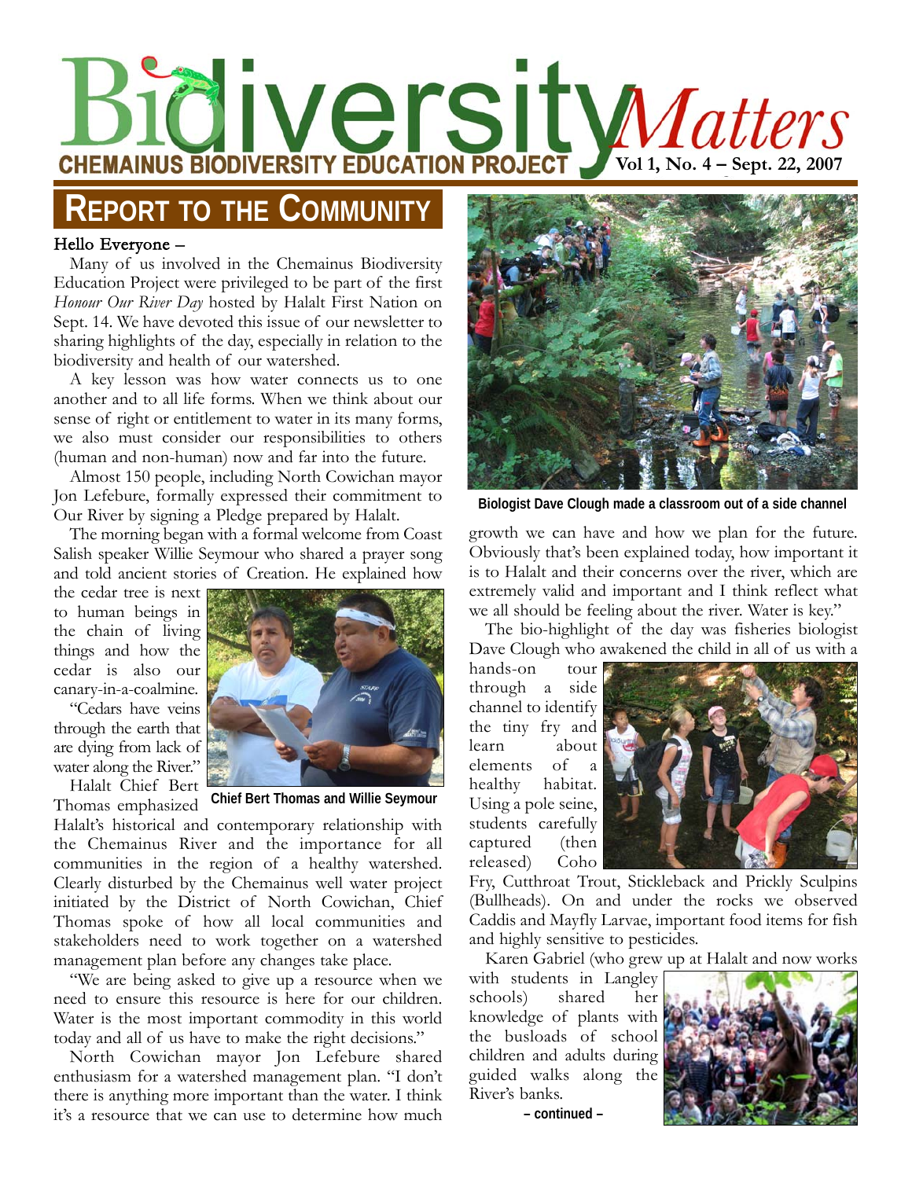# BiodiversityMatters

**CHEMAINUS BIODIVERSITY EDUCATION PROJECT**

**Vol 1, No. 4 – Sept. 22, 2007**

## REPORT TO THE COMMUNITY

Hello Everyone –

Many of us involved in the Chemainus Biodiversity Education Project were privileged to be part of the first *Honour Our River Day* hosted by Halalt First Nation on Sept. 14. We have devoted this issue of our newsletter to sharing highlights of the day, especially in relation to the biodiversity and health of our watershed.

A key lesson was how water connects us to one another and to all life forms. When we think about our sense of right or entitlement to water in its many forms, we also must consider our responsibilities to others (human and non-human) now and far into the future.

Almost 150 people, including North Cowichan mayor Jon Lefebure, formally expressed their commitment to Our River by signing a Pledge prepared by Halalt.

The morning began with a formal welcome from Coast Salish speaker Willie Seymour who shared a prayer song and told ancient stories of Creation. He explained how the cedar tree is next to human beings in the chain of living things and how the cedar is also our canary-in-a-coalmine.

"Cedars have veins through the earth that are dying from lack of water along the River."

**Chief Bert Thomas and Willie Seymour**

Halalt Chief Bert Thomas emphasized Halalt's historical and contemporary relationship with the Chemainus River and the importance for all communities in the region of a healthy watershed. Clearly disturbed by the Chemainus well water project initiated by the District of North Cowichan, Chief Thomas spoke of how all local communities and stakeholders need to work together on a watershed management plan before any changes take place.

"We are being asked to give up a resource when we need to ensure this resource is here for our children. Water is the most important commodity in this world today and all of us have to make the right decisions."

North Cowichan mayor Jon Lefebure shared enthusiasm for a watershed management plan. "I don't there is anything more important than the water. I think it's a resource that we can use to determine how much growth we can have and how we plan for the future. Obviously that's been explained today, how important it is to Halalt and their concerns over the river, which are extremely valid and important and I think reflect what we all should be feeling about the river. Water is key."

**Biologist Dave Clough made a classroom out of a side channel**

The bio-highlight of the day was fisheries biologist Dave Clough who awakened the child in all of us with a hands-on tour through a side channel to identify the tiny fry and learn about elements of a healthy habitat. Using a pole seine, students carefully captured (then released) Coho Fry, Cutthroat Trout, Stickleback and Prickly Sculpins (Bullheads). On and under the rocks we observed Caddis and Mayfly Larvae, important food items for fish and highly sensitive to pesticides.

Karen Gabriel (who grew up at Halalt and now works with students in Langley schools) shared her knowledge of plants with the busloads of school children and adults during guided walks along the River's banks.

**– continued –**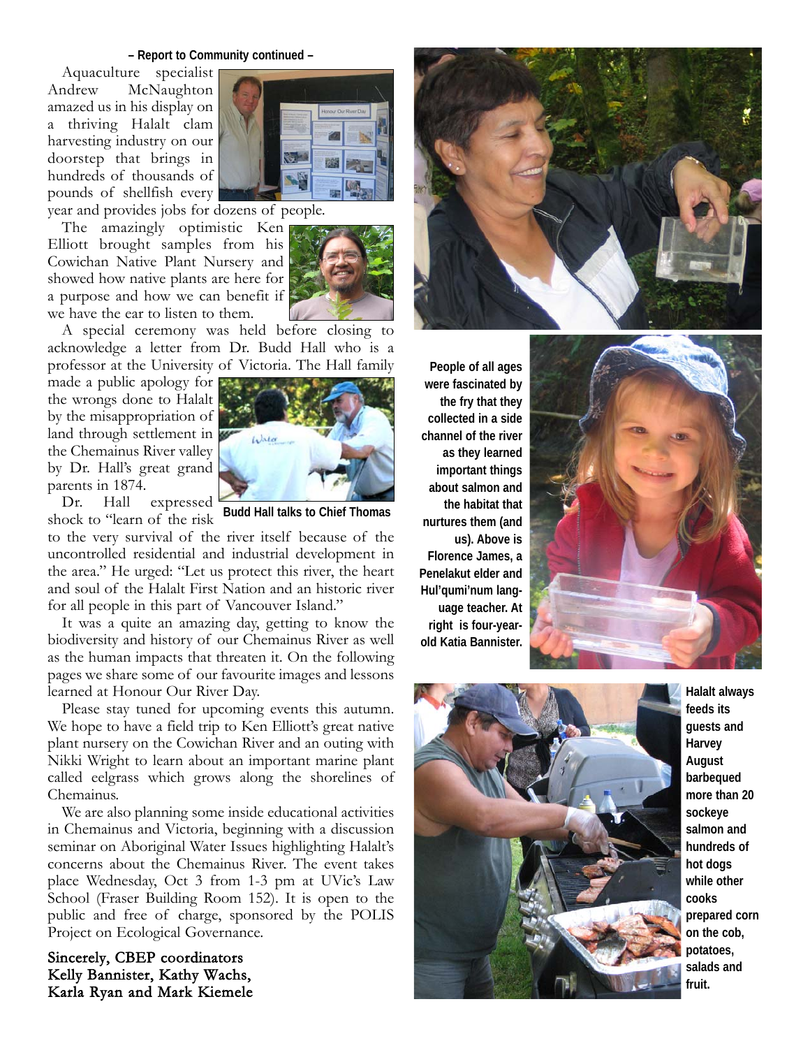– Report to Community continued –

Aquaculture specialist Andrew McNaughton amazed us in his display on a thriving Halalt clam harvesting industry on our doorstep that brings in hundreds of thousands of pounds of shellfish every year and provides jobs for dozens of people.

The amazingly optimistic Ken Elliott brought samples from his Cowichan Native Plant Nursery and showed how native plants are here for a purpose and how we can benefit if we have the ear to listen to them.

A special ceremony was held before closing to acknowledge a letter from Dr. Budd Hall who is a professor at the University of Victoria. The Hall family made a public apology for the wrongs done to Halalt by the misappropriation of land through settlement in the Chemainus River valley by Dr. Hall's great grand parents in 1874.

**Budd Hall talks to Chief Thomas**

Dr. Hall expressed shock to "learn of the risk to the very survival of the river itself because of the uncontrolled residential and industrial development in the area." He urged: "Let us protect this river, the heart and soul of the Halalt First Nation and an historic river for all people in this part of Vancouver Island."

It was a quite an amazing day, getting to know the biodiversity and history of our Chemainus River as well as the human impacts that threaten it. On the following pages we share some of our favourite images and lessons learned at Honour Our River Day.

Please stay tuned for upcoming events this autumn. We hope to have a field trip to Ken Elliott's great native plant nursery on the Cowichan River and an outing with Nikki Wright to learn about an important marine plant called eelgrass which grows along the shorelines of Chemainus.

We are also planning some inside educational activities in Chemainus and Victoria, beginning with a discussion seminar on Aboriginal Water Issues highlighting Halalt's concerns about the Chemainus River. The event takes place Wednesday, Oct 3 from 1-3 pm at UVic's Law School (Fraser Building Room 152). It is open to the public and free of charge, sponsored by the POLIS Project on Ecological Governance.

Sincerely, CBEP coordinators
Kelly Bannister, Kathy Wachs,
Karla Ryan and Mark Kiemele

**People of all ages were fascinated by the fry that they collected in a side channel of the river as they learned important things about salmon and the habitat that nurtures them (and us). Above is Florence James, a Penelakut elder and Hul'qumi'num language teacher. At right is four-year-old Katia Bannister.**

**Halalt always feeds its guests and Harvey August barbequed more than 20 sockeye salmon and hundreds of hot dogs while other cooks prepared corn on the cob, potatoes, salads and fruit.**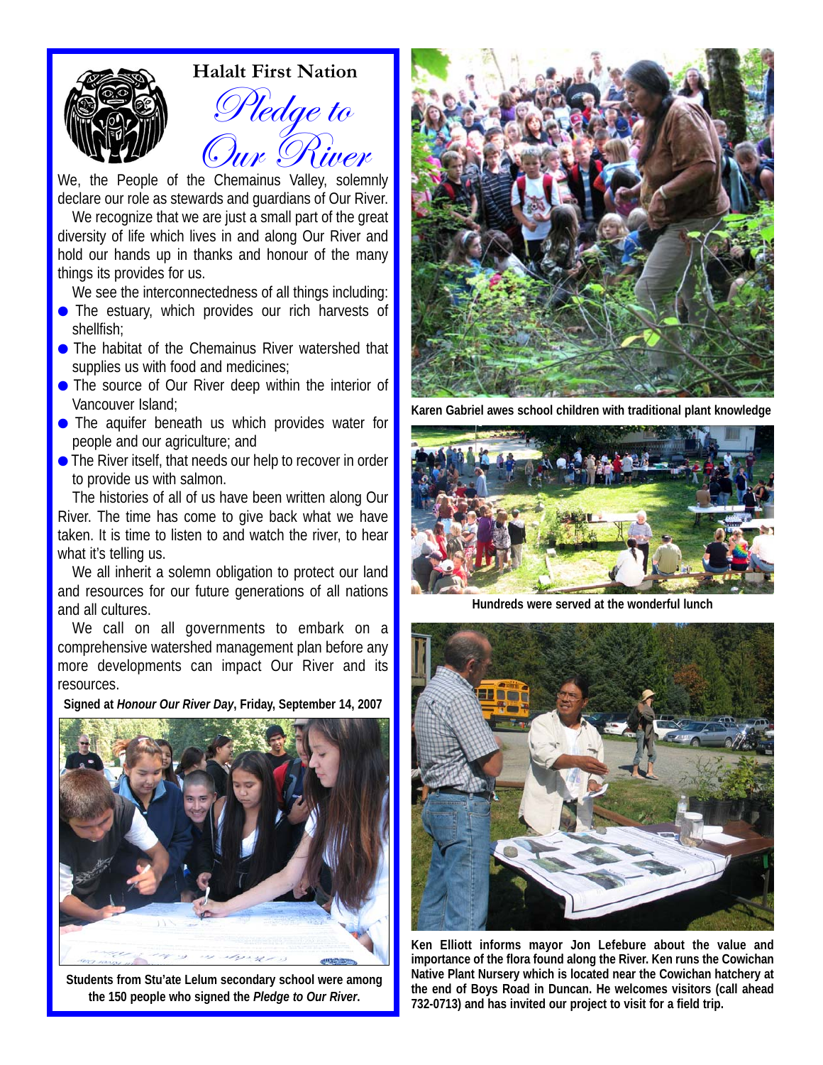## Halalt First Nation

# *Pledge to Our River*

We, the People of the Chemainus Valley, solemnly declare our role as stewards and guardians of Our River.

We recognize that we are just a small part of the great diversity of life which lives in and along Our River and hold our hands up in thanks and honour of the many things its provides for us.

We see the interconnectedness of all things including:

- The estuary, which provides our rich harvests of shellfish;
- The habitat of the Chemainus River watershed that supplies us with food and medicines;
- The source of Our River deep within the interior of Vancouver Island;
- The aquifer beneath us which provides water for people and our agriculture; and
- The River itself, that needs our help to recover in order to provide us with salmon.

The histories of all of us have been written along Our River. The time has come to give back what we have taken. It is time to listen to and watch the river, to hear what it's telling us.

We all inherit a solemn obligation to protect our land and resources for our future generations of all nations and all cultures.

We call on all governments to embark on a comprehensive watershed management plan before any more developments can impact Our River and its resources.

**Signed at *Honour Our River Day*, Friday, September 14, 2007**

**Students from Stu'ate Lelum secondary school were among the 150 people who signed the *Pledge to Our River*.**

**Karen Gabriel awes school children with traditional plant knowledge**

**Hundreds were served at the wonderful lunch**

**Ken Elliott informs mayor Jon Lefebure about the value and importance of the flora found along the River. Ken runs the Cowichan Native Plant Nursery which is located near the Cowichan hatchery at the end of Boys Road in Duncan. He welcomes visitors (call ahead 732-0713) and has invited our project to visit for a field trip.**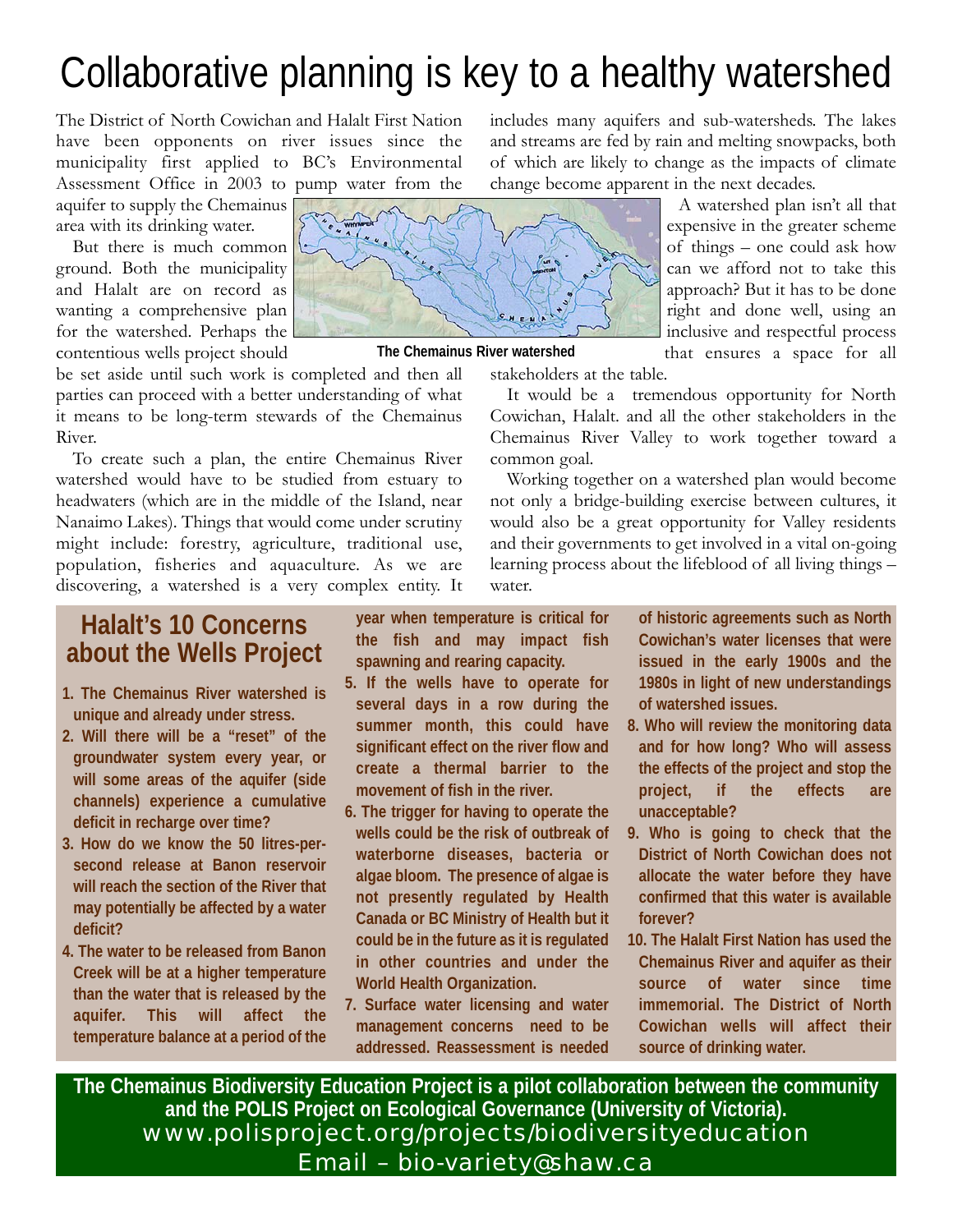# Collaborative planning is key to a healthy watershed

The District of North Cowichan and Halalt First Nation have been opponents on river issues since the municipality first applied to BC's Environmental Assessment Office in 2003 to pump water from the aquifer to supply the Chemainus area with its drinking water.

But there is much common ground. Both the municipality and Halalt are on record as wanting a comprehensive plan for the watershed. Perhaps the contentious wells project should be set aside until such work is completed and then all parties can proceed with a better understanding of what it means to be long-term stewards of the Chemainus River.

To create such a plan, the entire Chemainus River watershed would have to be studied from estuary to headwaters (which are in the middle of the Island, near Nanaimo Lakes). Things that would come under scrutiny might include: forestry, agriculture, traditional use, population, fisheries and aquaculture. As we are discovering, a watershed is a very complex entity. It includes many aquifers and sub-watersheds. The lakes and streams are fed by rain and melting snowpacks, both of which are likely to change as the impacts of climate change become apparent in the next decades.

The Chemainus River watershed

A watershed plan isn't all that expensive in the greater scheme of things – one could ask how can we afford not to take this approach? But it has to be done right and done well, using an inclusive and respectful process that ensures a space for all stakeholders at the table.

It would be a tremendous opportunity for North Cowichan, Halalt. and all the other stakeholders in the Chemainus River Valley to work together toward a common goal.

Working together on a watershed plan would become not only a bridge-building exercise between cultures, it would also be a great opportunity for Valley residents and their governments to get involved in a vital on-going learning process about the lifeblood of all living things – water.

## Halalt's 10 Concerns about the Wells Project

1. **The Chemainus River watershed is unique and already under stress.**
2. **Will there will be a "reset" of the groundwater system every year, or will some areas of the aquifer (side channels) experience a cumulative deficit in recharge over time?**
3. **How do we know the 50 litres-per-second release at Banon reservoir will reach the section of the River that may potentially be affected by a water deficit?**
4. **The water to be released from Banon Creek will be at a higher temperature than the water that is released by the aquifer. This will affect the temperature balance at a period of the year when temperature is critical for the fish and may impact fish spawning and rearing capacity.**
5. **If the wells have to operate for several days in a row during the summer month, this could have significant effect on the river flow and create a thermal barrier to the movement of fish in the river.**
6. **The trigger for having to operate the wells could be the risk of outbreak of waterborne diseases, bacteria or algae bloom. The presence of algae is not presently regulated by Health Canada or BC Ministry of Health but it could be in the future as it is regulated in other countries and under the World Health Organization.**
7. **Surface water licensing and water management concerns need to be addressed. Reassessment is needed of historic agreements such as North Cowichan's water licenses that were issued in the early 1900s and the 1980s in light of new understandings of watershed issues.**
8. **Who will review the monitoring data and for how long? Who will assess the effects of the project and stop the project, if the effects are unacceptable?**
9. **Who is going to check that the District of North Cowichan does not allocate the water before they have confirmed that this water is available forever?**
10. **The Halalt First Nation has used the Chemainus River and aquifer as their source of water since time immemorial. The District of North Cowichan wells will affect their source of drinking water.**

**The Chemainus Biodiversity Education Project is a pilot collaboration between the community and the POLIS Project on Ecological Governance (University of Victoria).**

www.polisproject.org/projects/biodiversityeducation

Email – bio-variety@shaw.ca